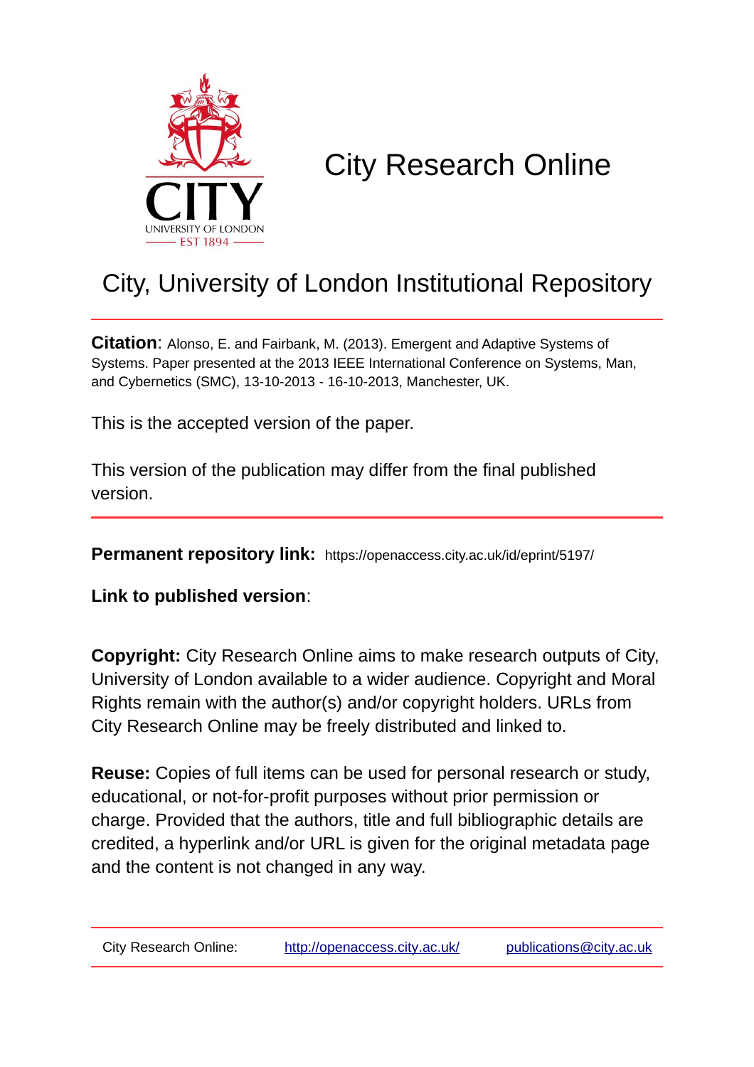# City Research Online

## City, University of London Institutional Repository

**Citation**: Alonso, E. and Fairbank, M. (2013). Emergent and Adaptive Systems of Systems. Paper presented at the 2013 IEEE International Conference on Systems, Man, and Cybernetics (SMC), 13-10-2013 - 16-10-2013, Manchester, UK.

This is the accepted version of the paper.

This version of the publication may differ from the final published version.

**Permanent repository link:** https://openaccess.city.ac.uk/id/eprint/5197/

**Link to published version**:

**Copyright:** City Research Online aims to make research outputs of City, University of London available to a wider audience. Copyright and Moral Rights remain with the author(s) and/or copyright holders. URLs from City Research Online may be freely distributed and linked to.

**Reuse:** Copies of full items can be used for personal research or study, educational, or not-for-profit purposes without prior permission or charge. Provided that the authors, title and full bibliographic details are credited, a hyperlink and/or URL is given for the original metadata page and the content is not changed in any way.

City Research Online: http://openaccess.city.ac.uk/ publications@city.ac.uk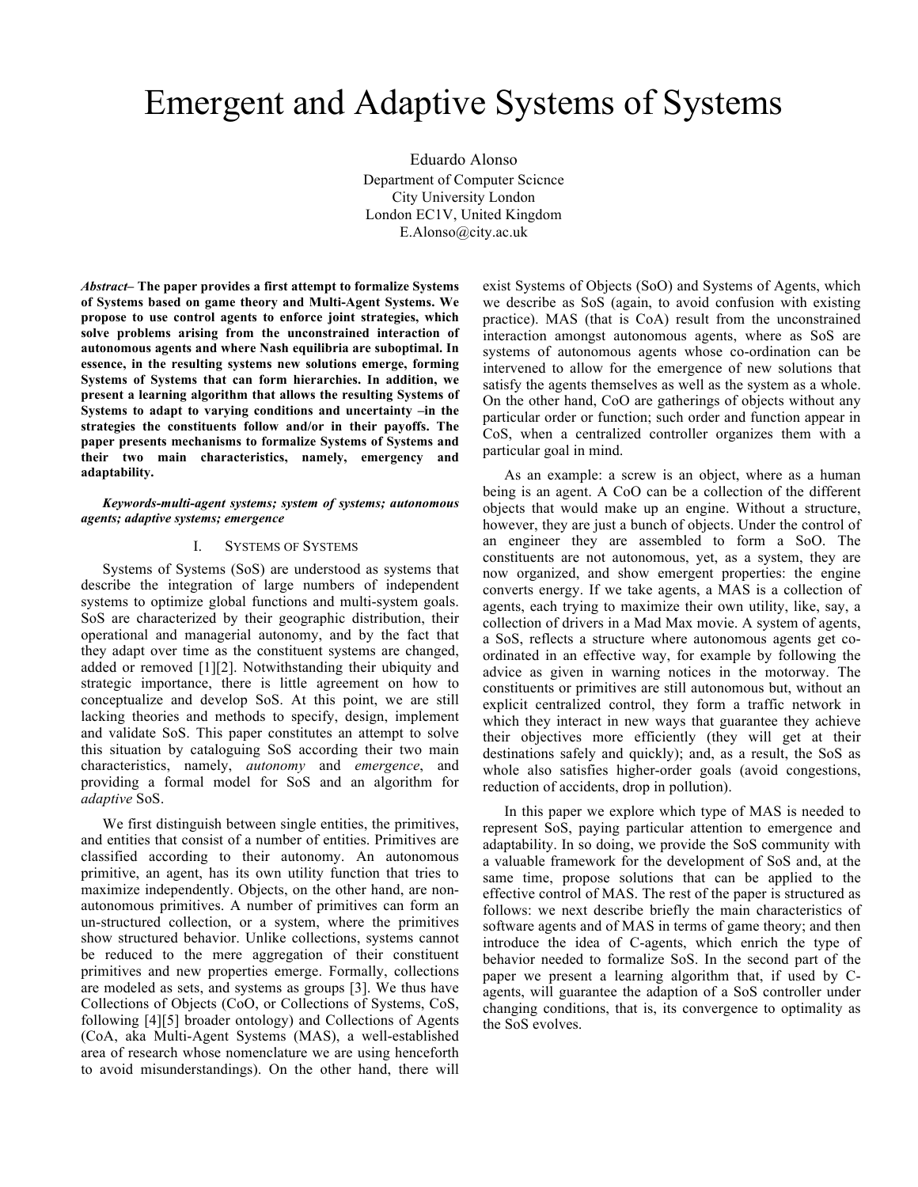# Emergent and Adaptive Systems of Systems

Eduardo Alonso
Department of Computer Scicnce
City University London
London EC1V, United Kingdom
E.Alonso@city.ac.uk

***Abstract*– The paper provides a first attempt to formalize Systems of Systems based on game theory and Multi-Agent Systems. We propose to use control agents to enforce joint strategies, which solve problems arising from the unconstrained interaction of autonomous agents and where Nash equilibria are suboptimal. In essence, in the resulting systems new solutions emerge, forming Systems of Systems that can form hierarchies. In addition, we present a learning algorithm that allows the resulting Systems of Systems to adapt to varying conditions and uncertainty –in the strategies the constituents follow and/or in their payoffs. The paper presents mechanisms to formalize Systems of Systems and their two main characteristics, namely, emergency and adaptability.**

***Keywords-multi-agent systems; system of systems; autonomous agents; adaptive systems; emergence***

## I. Systems of Systems

Systems of Systems (SoS) are understood as systems that describe the integration of large numbers of independent systems to optimize global functions and multi-system goals. SoS are characterized by their geographic distribution, their operational and managerial autonomy, and by the fact that they adapt over time as the constituent systems are changed, added or removed [1][2]. Notwithstanding their ubiquity and strategic importance, there is little agreement on how to conceptualize and develop SoS. At this point, we are still lacking theories and methods to specify, design, implement and validate SoS. This paper constitutes an attempt to solve this situation by cataloguing SoS according their two main characteristics, namely, *autonomy* and *emergence*, and providing a formal model for SoS and an algorithm for *adaptive* SoS.

We first distinguish between single entities, the primitives, and entities that consist of a number of entities. Primitives are classified according to their autonomy. An autonomous primitive, an agent, has its own utility function that tries to maximize independently. Objects, on the other hand, are non-autonomous primitives. A number of primitives can form an un-structured collection, or a system, where the primitives show structured behavior. Unlike collections, systems cannot be reduced to the mere aggregation of their constituent primitives and new properties emerge. Formally, collections are modeled as sets, and systems as groups [3]. We thus have Collections of Objects (CoO, or Collections of Systems, CoS, following [4][5] broader ontology) and Collections of Agents (CoA, aka Multi-Agent Systems (MAS), a well-established area of research whose nomenclature we are using henceforth to avoid misunderstandings). On the other hand, there will exist Systems of Objects (SoO) and Systems of Agents, which we describe as SoS (again, to avoid confusion with existing practice). MAS (that is CoA) result from the unconstrained interaction amongst autonomous agents, where as SoS are systems of autonomous agents whose co-ordination can be intervened to allow for the emergence of new solutions that satisfy the agents themselves as well as the system as a whole. On the other hand, CoO are gatherings of objects without any particular order or function; such order and function appear in CoS, when a centralized controller organizes them with a particular goal in mind.

As an example: a screw is an object, where as a human being is an agent. A CoO can be a collection of the different objects that would make up an engine. Without a structure, however, they are just a bunch of objects. Under the control of an engineer they are assembled to form a SoO. The constituents are not autonomous, yet, as a system, they are now organized, and show emergent properties: the engine converts energy. If we take agents, a MAS is a collection of agents, each trying to maximize their own utility, like, say, a collection of drivers in a Mad Max movie. A system of agents, a SoS, reflects a structure where autonomous agents get co-ordinated in an effective way, for example by following the advice as given in warning notices in the motorway. The constituents or primitives are still autonomous but, without an explicit centralized control, they form a traffic network in which they interact in new ways that guarantee they achieve their objectives more efficiently (they will get at their destinations safely and quickly); and, as a result, the SoS as whole also satisfies higher-order goals (avoid congestions, reduction of accidents, drop in pollution).

In this paper we explore which type of MAS is needed to represent SoS, paying particular attention to emergence and adaptability. In so doing, we provide the SoS community with a valuable framework for the development of SoS and, at the same time, propose solutions that can be applied to the effective control of MAS. The rest of the paper is structured as follows: we next describe briefly the main characteristics of software agents and of MAS in terms of game theory; and then introduce the idea of C-agents, which enrich the type of behavior needed to formalize SoS. In the second part of the paper we present a learning algorithm that, if used by C-agents, will guarantee the adaption of a SoS controller under changing conditions, that is, its convergence to optimality as the SoS evolves.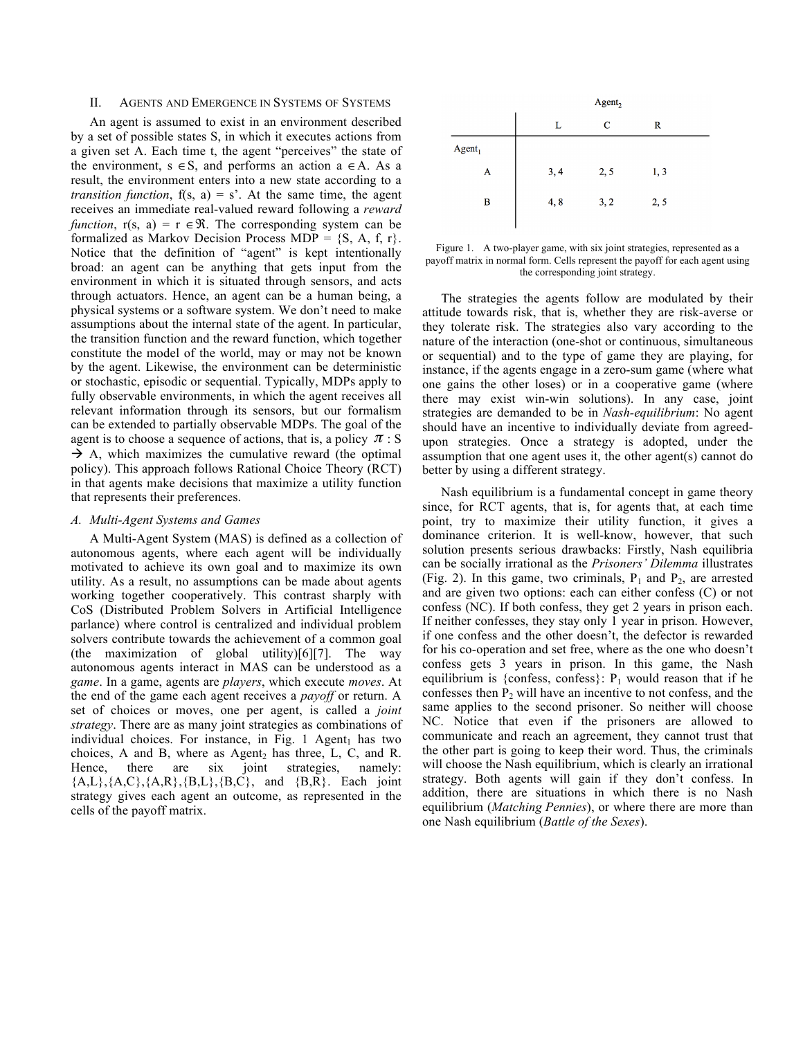## II. Agents and Emergence in Systems of Systems

An agent is assumed to exist in an environment described by a set of possible states S, in which it executes actions from a given set A. Each time t, the agent "perceives" the state of the environment, $s \in S$, and performs an action $a \in A$. As a result, the environment enters into a new state according to a *transition function*, f(s, a) = s'. At the same time, the agent receives an immediate real-valued reward following a *reward function*, $r(s, a) = r \in \Re$. The corresponding system can be formalized as Markov Decision Process MDP = {S, A, f, r}. Notice that the definition of "agent" is kept intentionally broad: an agent can be anything that gets input from the environment in which it is situated through sensors, and acts through actuators. Hence, an agent can be a human being, a physical systems or a software system. We don't need to make assumptions about the internal state of the agent. In particular, the transition function and the reward function, which together constitute the model of the world, may or may not be known by the agent. Likewise, the environment can be deterministic or stochastic, episodic or sequential. Typically, MDPs apply to fully observable environments, in which the agent receives all relevant information through its sensors, but our formalism can be extended to partially observable MDPs. The goal of the agent is to choose a sequence of actions, that is, a policy $\pi : S \rightarrow A$, which maximizes the cumulative reward (the optimal policy). This approach follows Rational Choice Theory (RCT) in that agents make decisions that maximize a utility function that represents their preferences.

### A. Multi-Agent Systems and Games

A Multi-Agent System (MAS) is defined as a collection of autonomous agents, where each agent will be individually motivated to achieve its own goal and to maximize its own utility. As a result, no assumptions can be made about agents working together cooperatively. This contrast sharply with CoS (Distributed Problem Solvers in Artificial Intelligence parlance) where control is centralized and individual problem solvers contribute towards the achievement of a common goal (the maximization of global utility)[6][7]. The way autonomous agents interact in MAS can be understood as a *game*. In a game, agents are *players*, which execute *moves*. At the end of the game each agent receives a *payoff* or return. A set of choices or moves, one per agent, is called a *joint strategy*. There are as many joint strategies as combinations of individual choices. For instance, in Fig. 1 $Agent_1$ has two choices, A and B, where as $Agent_2$ has three, L, C, and R. Hence, there are six joint strategies, namely: {A,L},{A,C},{A,R},{B,L},{B,C}, and {B,R}. Each joint strategy gives each agent an outcome, as represented in the cells of the payoff matrix.

| $Agent_1$ \ $Agent_2$ | L | C | R |
|---|---|---|---|
| A | 3, 4 | 2, 5 | 1, 3 |
| B | 4, 8 | 3, 2 | 2, 5 |

Figure 1. A two-player game, with six joint strategies, represented as a payoff matrix in normal form. Cells represent the payoff for each agent using the corresponding joint strategy.

The strategies the agents follow are modulated by their attitude towards risk, that is, whether they are risk-averse or they tolerate risk. The strategies also vary according to the nature of the interaction (one-shot or continuous, simultaneous or sequential) and to the type of game they are playing, for instance, if the agents engage in a zero-sum game (where what one gains the other loses) or in a cooperative game (where there may exist win-win solutions). In any case, joint strategies are demanded to be in *Nash-equilibrium*: No agent should have an incentive to individually deviate from agreed-upon strategies. Once a strategy is adopted, under the assumption that one agent uses it, the other agent(s) cannot do better by using a different strategy.

Nash equilibrium is a fundamental concept in game theory since, for RCT agents, that is, for agents that, at each time point, try to maximize their utility function, it gives a dominance criterion. It is well-know, however, that such solution presents serious drawbacks: Firstly, Nash equilibria can be socially irrational as the *Prisoners' Dilemma* illustrates (Fig. 2). In this game, two criminals, $P_1$ and $P_2$, are arrested and are given two options: each can either confess (C) or not confess (NC). If both confess, they get 2 years in prison each. If neither confesses, they stay only 1 year in prison. However, if one confess and the other doesn't, the defector is rewarded for his co-operation and set free, where as the one who doesn't confess gets 3 years in prison. In this game, the Nash equilibrium is {confess, confess}: $P_1$ would reason that if he confesses then $P_2$ will have an incentive to not confess, and the same applies to the second prisoner. So neither will choose NC. Notice that even if the prisoners are allowed to communicate and reach an agreement, they cannot trust that the other part is going to keep their word. Thus, the criminals will choose the Nash equilibrium, which is clearly an irrational strategy. Both agents will gain if they don't confess. In addition, there are situations in which there is no Nash equilibrium (*Matching Pennies*), or where there are more than one Nash equilibrium (*Battle of the Sexes*).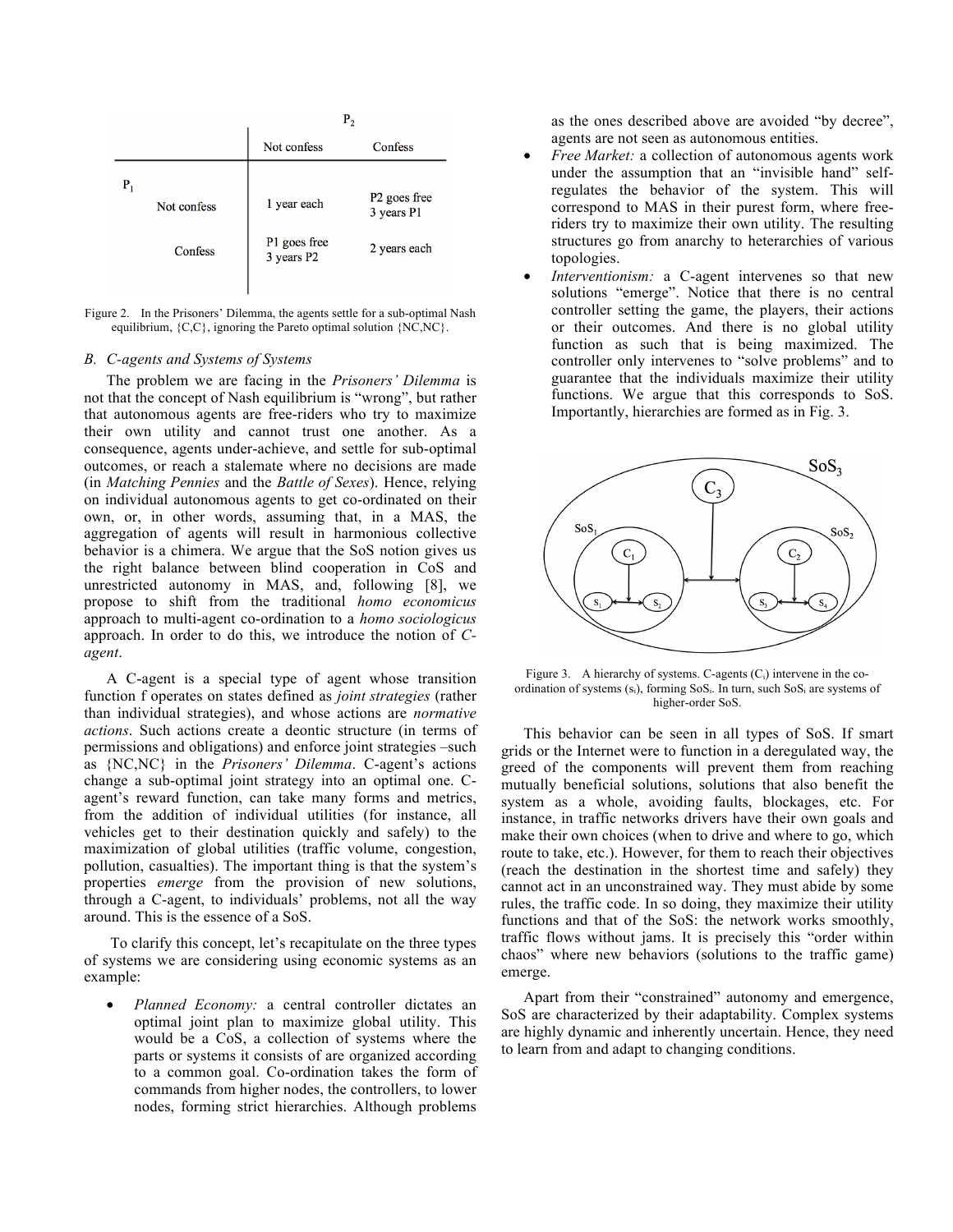| | | P2 | |
|---|---|---|---|
| | | Not confess | Confess |
| P1 | Not confess | 1 year each | P2 goes free 3 years P1 |
| | Confess | P1 goes free 3 years P2 | 2 years each |

Figure 2. In the Prisoners' Dilemma, the agents settle for a sub-optimal Nash equilibrium, {C,C}, ignoring the Pareto optimal solution {NC,NC}.

### B. C-agents and Systems of Systems

The problem we are facing in the *Prisoners' Dilemma* is not that the concept of Nash equilibrium is "wrong", but rather that autonomous agents are free-riders who try to maximize their own utility and cannot trust one another. As a consequence, agents under-achieve, and settle for sub-optimal outcomes, or reach a stalemate where no decisions are made (in *Matching Pennies* and the *Battle of Sexes*). Hence, relying on individual autonomous agents to get co-ordinated on their own, or, in other words, assuming that, in a MAS, the aggregation of agents will result in harmonious collective behavior is a chimera. We argue that the SoS notion gives us the right balance between blind cooperation in CoS and unrestricted autonomy in MAS, and, following [8], we propose to shift from the traditional *homo economicus* approach to multi-agent co-ordination to a *homo sociologicus* approach. In order to do this, we introduce the notion of *C-agent*.

A C-agent is a special type of agent whose transition function f operates on states defined as *joint strategies* (rather than individual strategies), and whose actions are *normative actions*. Such actions create a deontic structure (in terms of permissions and obligations) and enforce joint strategies –such as {NC,NC} in the *Prisoners' Dilemma*. C-agent's actions change a sub-optimal joint strategy into an optimal one. C-agent's reward function, can take many forms and metrics, from the addition of individual utilities (for instance, all vehicles get to their destination quickly and safely) to the maximization of global utilities (traffic volume, congestion, pollution, casualties). The important thing is that the system's properties *emerge* from the provision of new solutions, through a C-agent, to individuals' problems, not all the way around. This is the essence of a SoS.

To clarify this concept, let's recapitulate on the three types of systems we are considering using economic systems as an example:

- *Planned Economy:* a central controller dictates an optimal joint plan to maximize global utility. This would be a CoS, a collection of systems where the parts or systems it consists of are organized according to a common goal. Co-ordination takes the form of commands from higher nodes, the controllers, to lower nodes, forming strict hierarchies. Although problems as the ones described above are avoided "by decree", agents are not seen as autonomous entities.
- *Free Market:* a collection of autonomous agents work under the assumption that an "invisible hand" self-regulates the behavior of the system. This will correspond to MAS in their purest form, where free-riders try to maximize their own utility. The resulting structures go from anarchy to heterarchies of various topologies.
- *Interventionism:* a C-agent intervenes so that new solutions "emerge". Notice that there is no central controller setting the game, the players, their actions or their outcomes. And there is no global utility function as such that is being maximized. The controller only intervenes to "solve problems" and to guarantee that the individuals maximize their utility functions. We argue that this corresponds to SoS. Importantly, hierarchies are formed as in Fig. 3.

SoS$_3$
C$_3$
SoS$_1$
SoS$_2$
C$_1$
C$_2$
s$_1$
s$_2$
s$_3$
s$_4$

Figure 3. A hierarchy of systems. C-agents ($C_i$) intervene in the co-ordination of systems ($s_i$), forming SoS$_i$. In turn, such SoS$_i$ are systems of higher-order SoS.

This behavior can be seen in all types of SoS. If smart grids or the Internet were to function in a deregulated way, the greed of the components will prevent them from reaching mutually beneficial solutions, solutions that also benefit the system as a whole, avoiding faults, blockages, etc. For instance, in traffic networks drivers have their own goals and make their own choices (when to drive and where to go, which route to take, etc.). However, for them to reach their objectives (reach the destination in the shortest time and safely) they cannot act in an unconstrained way. They must abide by some rules, the traffic code. In so doing, they maximize their utility functions and that of the SoS: the network works smoothly, traffic flows without jams. It is precisely this "order within chaos" where new behaviors (solutions to the traffic game) emerge.

Apart from their "constrained" autonomy and emergence, SoS are characterized by their adaptability. Complex systems are highly dynamic and inherently uncertain. Hence, they need to learn from and adapt to changing conditions.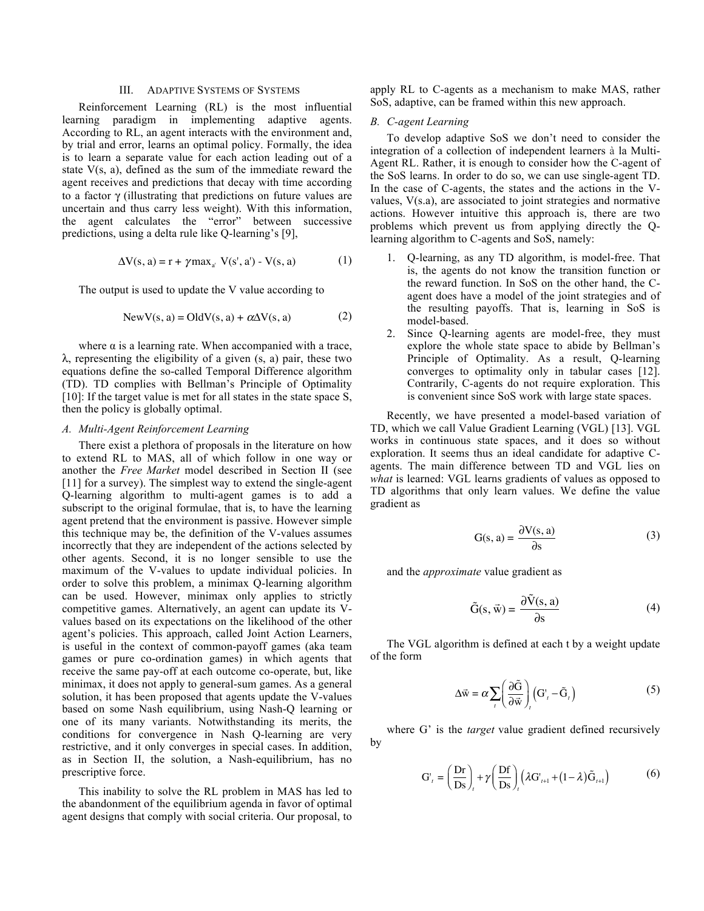## III. Adaptive Systems of Systems

Reinforcement Learning (RL) is the most influential learning paradigm in implementing adaptive agents. According to RL, an agent interacts with the environment and, by trial and error, learns an optimal policy. Formally, the idea is to learn a separate value for each action leading out of a state V(s, a), defined as the sum of the immediate reward the agent receives and predictions that decay with time according to a factor $\gamma$ (illustrating that predictions on future values are uncertain and thus carry less weight). With this information, the agent calculates the "error" between successive predictions, using a delta rule like Q-learning's [9],

$$\Delta V(s, a) = r + \gamma \max_{a'} V(s', a') - V(s, a) \tag{1}$$

The output is used to update the V value according to

$$\text{NewV}(s, a) = \text{OldV}(s, a) + \alpha \Delta V(s, a) \tag{2}$$

where $\alpha$ is a learning rate. When accompanied with a trace, $\lambda$, representing the eligibility of a given (s, a) pair, these two equations define the so-called Temporal Difference algorithm (TD). TD complies with Bellman's Principle of Optimality [10]: If the target value is met for all states in the state space S, then the policy is globally optimal.

### A. Multi-Agent Reinforcement Learning

There exist a plethora of proposals in the literature on how to extend RL to MAS, all of which follow in one way or another the *Free Market* model described in Section II (see [11] for a survey). The simplest way to extend the single-agent Q-learning algorithm to multi-agent games is to add a subscript to the original formulae, that is, to have the learning agent pretend that the environment is passive. However simple this technique may be, the definition of the V-values assumes incorrectly that they are independent of the actions selected by other agents. Second, it is no longer sensible to use the maximum of the V-values to update individual policies. In order to solve this problem, a minimax Q-learning algorithm can be used. However, minimax only applies to strictly competitive games. Alternatively, an agent can update its V-values based on its expectations on the likelihood of the other agent's policies. This approach, called Joint Action Learners, is useful in the context of common-payoff games (aka team games or pure co-ordination games) in which agents that receive the same pay-off at each outcome co-operate, but, like minimax, it does not apply to general-sum games. As a general solution, it has been proposed that agents update the V-values based on some Nash equilibrium, using Nash-Q learning or one of its many variants. Notwithstanding its merits, the conditions for convergence in Nash Q-learning are very restrictive, and it only converges in special cases. In addition, as in Section II, the solution, a Nash-equilibrium, has no prescriptive force.

This inability to solve the RL problem in MAS has led to the abandonment of the equilibrium agenda in favor of optimal agent designs that comply with social criteria. Our proposal, to apply RL to C-agents as a mechanism to make MAS, rather SoS, adaptive, can be framed within this new approach.

### B. C-agent Learning

To develop adaptive SoS we don't need to consider the integration of a collection of independent learners à la Multi-Agent RL. Rather, it is enough to consider how the C-agent of the SoS learns. In order to do so, we can use single-agent TD. In the case of C-agents, the states and the actions in the V-values, V(s.a), are associated to joint strategies and normative actions. However intuitive this approach is, there are two problems which prevent us from applying directly the Q-learning algorithm to C-agents and SoS, namely:

1. Q-learning, as any TD algorithm, is model-free. That is, the agents do not know the transition function or the reward function. In SoS on the other hand, the C-agent does have a model of the joint strategies and of the resulting payoffs. That is, learning in SoS is model-based.
2. Since Q-learning agents are model-free, they must explore the whole state space to abide by Bellman's Principle of Optimality. As a result, Q-learning converges to optimality only in tabular cases [12]. Contrarily, C-agents do not require exploration. This is convenient since SoS work with large state spaces.

Recently, we have presented a model-based variation of TD, which we call Value Gradient Learning (VGL) [13]. VGL works in continuous state spaces, and it does so without exploration. It seems thus an ideal candidate for adaptive C-agents. The main difference between TD and VGL lies on *what* is learned: VGL learns gradients of values as opposed to TD algorithms that only learn values. We define the value gradient as

$$G(s, a) = \frac{\partial V(s, a)}{\partial s} \tag{3}$$

and the *approximate* value gradient as

$$\tilde{G}(s, \vec{w}) = \frac{\partial \tilde{V}(s, a)}{\partial s} \tag{4}$$

The VGL algorithm is defined at each t by a weight update of the form

$$\Delta \vec{w} = \alpha \sum_t \left( \frac{\partial \tilde{G}}{\partial \vec{w}} \right)_t \left( G'_t - \tilde{G}_t \right) \tag{5}$$

where G' is the *target* value gradient defined recursively by

$$G'_t = \left( \frac{Dr}{Ds} \right)_t + \gamma \left( \frac{Df}{Ds} \right)_t \left( \lambda G'_{t+1} + (1 - \lambda) \tilde{G}_{t+1} \right) \tag{6}$$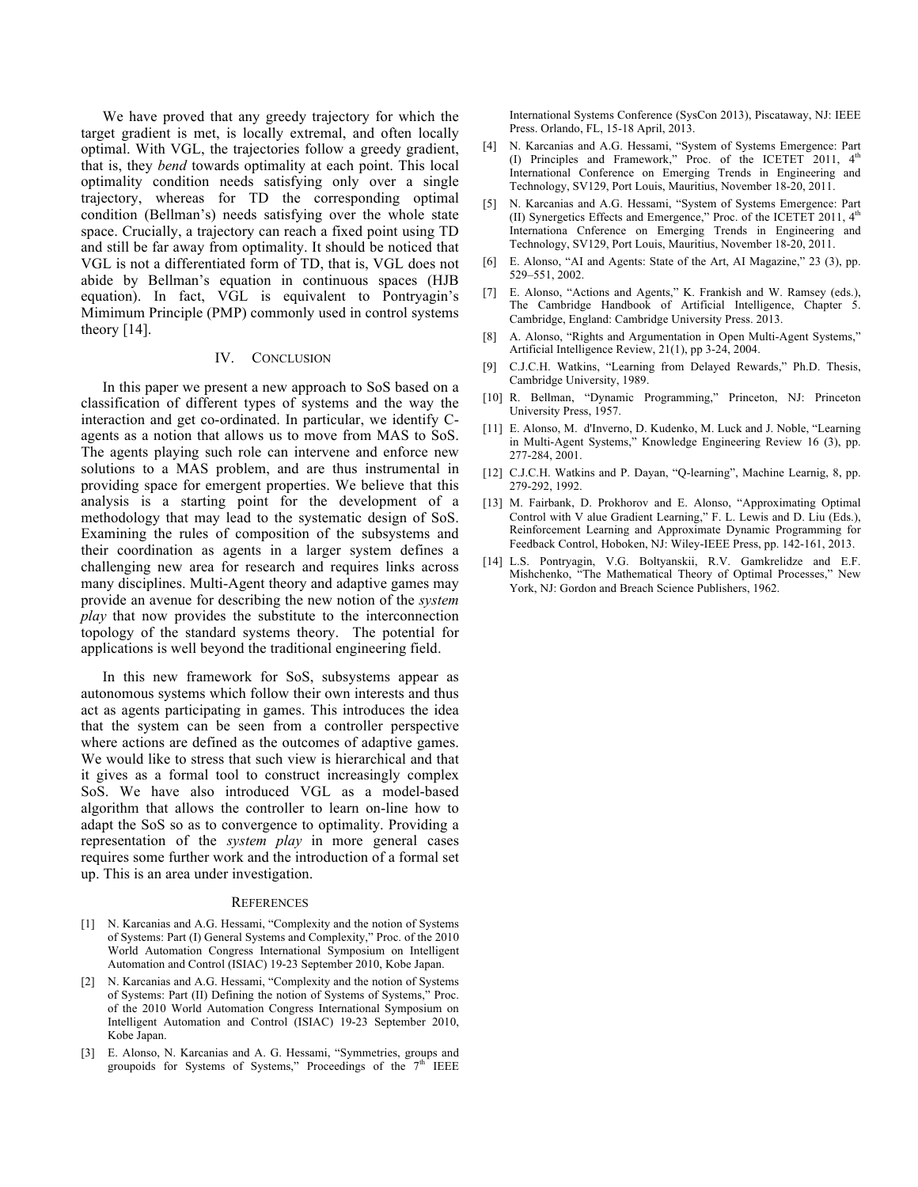We have proved that any greedy trajectory for which the target gradient is met, is locally extremal, and often locally optimal. With VGL, the trajectories follow a greedy gradient, that is, they *bend* towards optimality at each point. This local optimality condition needs satisfying only over a single trajectory, whereas for TD the corresponding optimal condition (Bellman's) needs satisfying over the whole state space. Crucially, a trajectory can reach a fixed point using TD and still be far away from optimality. It should be noticed that VGL is not a differentiated form of TD, that is, VGL does not abide by Bellman's equation in continuous spaces (HJB equation). In fact, VGL is equivalent to Pontryagin's Mimimum Principle (PMP) commonly used in control systems theory [14].

## IV. Conclusion

In this paper we present a new approach to SoS based on a classification of different types of systems and the way the interaction and get co-ordinated. In particular, we identify C-agents as a notion that allows us to move from MAS to SoS. The agents playing such role can intervene and enforce new solutions to a MAS problem, and are thus instrumental in providing space for emergent properties. We believe that this analysis is a starting point for the development of a methodology that may lead to the systematic design of SoS. Examining the rules of composition of the subsystems and their coordination as agents in a larger system defines a challenging new area for research and requires links across many disciplines. Multi-Agent theory and adaptive games may provide an avenue for describing the new notion of the *system play* that now provides the substitute to the interconnection topology of the standard systems theory. The potential for applications is well beyond the traditional engineering field.

In this new framework for SoS, subsystems appear as autonomous systems which follow their own interests and thus act as agents participating in games. This introduces the idea that the system can be seen from a controller perspective where actions are defined as the outcomes of adaptive games. We would like to stress that such view is hierarchical and that it gives as a formal tool to construct increasingly complex SoS. We have also introduced VGL as a model-based algorithm that allows the controller to learn on-line how to adapt the SoS so as to convergence to optimality. Providing a representation of the *system play* in more general cases requires some further work and the introduction of a formal set up. This is an area under investigation.

## References

[1] N. Karcanias and A.G. Hessami, "Complexity and the notion of Systems of Systems: Part (I) General Systems and Complexity," Proc. of the 2010 World Automation Congress International Symposium on Intelligent Automation and Control (ISIAC) 19-23 September 2010, Kobe Japan.

[2] N. Karcanias and A.G. Hessami, "Complexity and the notion of Systems of Systems: Part (II) Defining the notion of Systems of Systems," Proc. of the 2010 World Automation Congress International Symposium on Intelligent Automation and Control (ISIAC) 19-23 September 2010, Kobe Japan.

[3] E. Alonso, N. Karcanias and A. G. Hessami, "Symmetries, groups and groupoids for Systems of Systems," Proceedings of the 7th IEEE International Systems Conference (SysCon 2013), Piscataway, NJ: IEEE Press. Orlando, FL, 15-18 April, 2013.

[4] N. Karcanias and A.G. Hessami, "System of Systems Emergence: Part (I) Principles and Framework," Proc. of the ICETET 2011, 4th International Conference on Emerging Trends in Engineering and Technology, SV129, Port Louis, Mauritius, November 18-20, 2011.

[5] N. Karcanias and A.G. Hessami, "System of Systems Emergence: Part (II) Synergetics Effects and Emergence," Proc. of the ICETET 2011, 4th Internationa Cnference on Emerging Trends in Engineering and Technology, SV129, Port Louis, Mauritius, November 18-20, 2011.

[6] E. Alonso, "AI and Agents: State of the Art, AI Magazine," 23 (3), pp. 529–551, 2002.

[7] E. Alonso, "Actions and Agents," K. Frankish and W. Ramsey (eds.), The Cambridge Handbook of Artificial Intelligence, Chapter 5. Cambridge, England: Cambridge University Press. 2013.

[8] A. Alonso, "Rights and Argumentation in Open Multi-Agent Systems," Artificial Intelligence Review, 21(1), pp 3-24, 2004.

[9] C.J.C.H. Watkins, "Learning from Delayed Rewards," Ph.D. Thesis, Cambridge University, 1989.

[10] R. Bellman, "Dynamic Programming," Princeton, NJ: Princeton University Press, 1957.

[11] E. Alonso, M. d'Inverno, D. Kudenko, M. Luck and J. Noble, "Learning in Multi-Agent Systems," Knowledge Engineering Review 16 (3), pp. 277-284, 2001.

[12] C.J.C.H. Watkins and P. Dayan, "Q-learning", Machine Learnig, 8, pp. 279-292, 1992.

[13] M. Fairbank, D. Prokhorov and E. Alonso, "Approximating Optimal Control with V alue Gradient Learning," F. L. Lewis and D. Liu (Eds.), Reinforcement Learning and Approximate Dynamic Programming for Feedback Control, Hoboken, NJ: Wiley-IEEE Press, pp. 142-161, 2013.

[14] L.S. Pontryagin, V.G. Boltyanskii, R.V. Gamkrelidze and E.F. Mishchenko, "The Mathematical Theory of Optimal Processes," New York, NJ: Gordon and Breach Science Publishers, 1962.